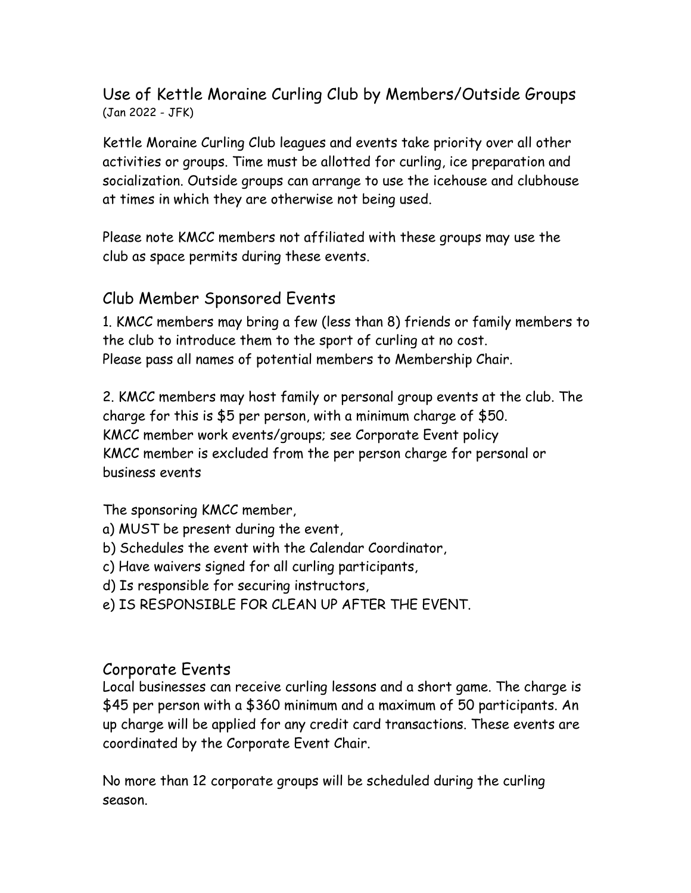# Use of Kettle Moraine Curling Club by Members/Outside Groups

(Jan 2022 - JFK)

Kettle Moraine Curling Club leagues and events take priority over all other activities or groups. Time must be allotted for curling, ice preparation and socialization. Outside groups can arrange to use the icehouse and clubhouse at times in which they are otherwise not being used.

Please note KMCC members not affiliated with these groups may use the club as space permits during these events.

## Club Member Sponsored Events

1. KMCC members may bring a few (less than 8) friends or family members to the club to introduce them to the sport of curling at no cost.
Please pass all names of potential members to Membership Chair.

2. KMCC members may host family or personal group events at the club. The charge for this is $5 per person, with a minimum charge of $50.
KMCC member work events/groups; see Corporate Event policy
KMCC member is excluded from the per person charge for personal or business events

The sponsoring KMCC member,

a) MUST be present during the event,
b) Schedules the event with the Calendar Coordinator,
c) Have waivers signed for all curling participants,
d) Is responsible for securing instructors,
e) IS RESPONSIBLE FOR CLEAN UP AFTER THE EVENT.

## Corporate Events

Local businesses can receive curling lessons and a short game. The charge is $45 per person with a $360 minimum and a maximum of 50 participants. An up charge will be applied for any credit card transactions. These events are coordinated by the Corporate Event Chair.

No more than 12 corporate groups will be scheduled during the curling season.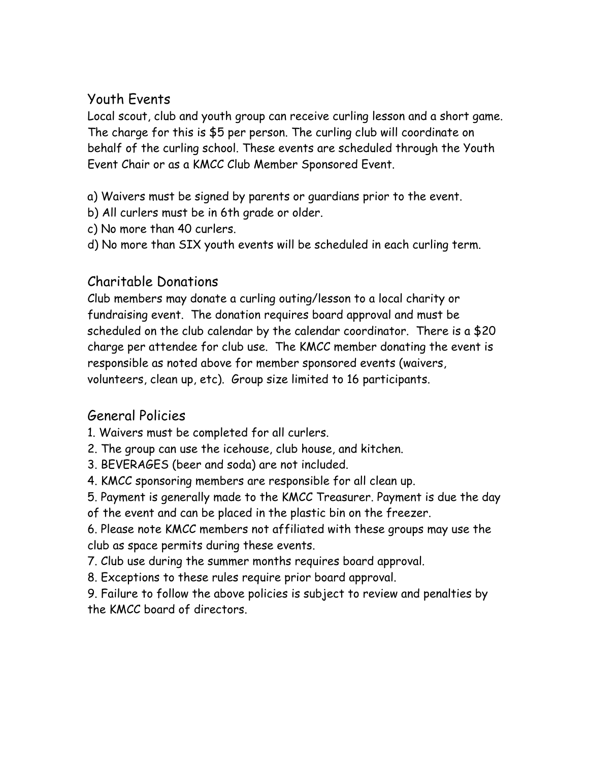## Youth Events

Local scout, club and youth group can receive curling lesson and a short game. The charge for this is $5 per person. The curling club will coordinate on behalf of the curling school. These events are scheduled through the Youth Event Chair or as a KMCC Club Member Sponsored Event.

a) Waivers must be signed by parents or guardians prior to the event.
b) All curlers must be in 6th grade or older.
c) No more than 40 curlers.
d) No more than SIX youth events will be scheduled in each curling term.

## Charitable Donations

Club members may donate a curling outing/lesson to a local charity or fundraising event. The donation requires board approval and must be scheduled on the club calendar by the calendar coordinator. There is a $20 charge per attendee for club use. The KMCC member donating the event is responsible as noted above for member sponsored events (waivers, volunteers, clean up, etc). Group size limited to 16 participants.

## General Policies

1. Waivers must be completed for all curlers.
2. The group can use the icehouse, club house, and kitchen.
3. BEVERAGES (beer and soda) are not included.
4. KMCC sponsoring members are responsible for all clean up.
5. Payment is generally made to the KMCC Treasurer. Payment is due the day of the event and can be placed in the plastic bin on the freezer.
6. Please note KMCC members not affiliated with these groups may use the club as space permits during these events.
7. Club use during the summer months requires board approval.
8. Exceptions to these rules require prior board approval.
9. Failure to follow the above policies is subject to review and penalties by the KMCC board of directors.